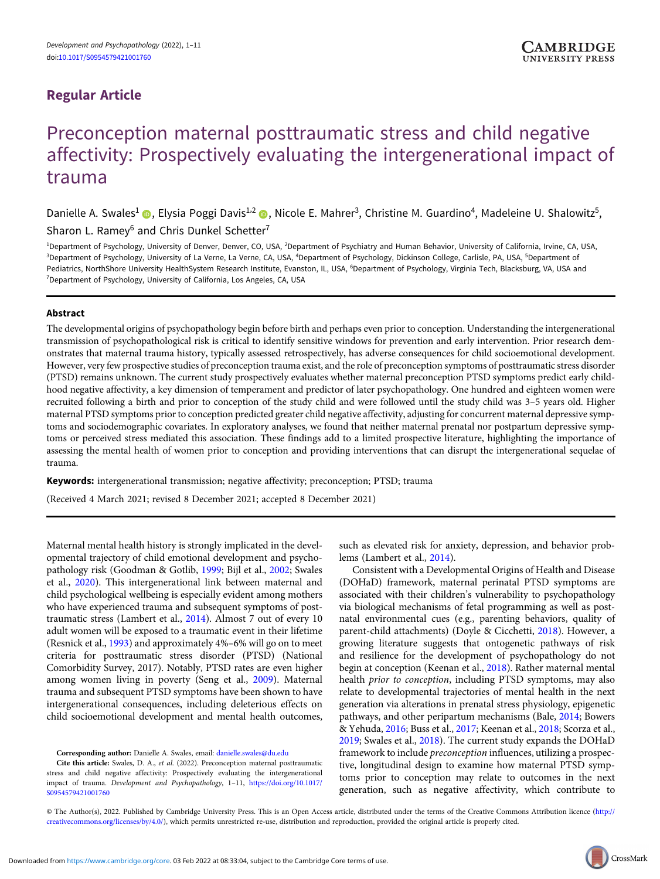Regular Article

# Preconception maternal posttraumatic stress and child negative affectivity: Prospectively evaluating the intergenerational impact of trauma

Danielle A. Swales[1], Elysia Poggi Davis[1,2], Nicole E. Mahrer[3], Christine M. Guardino[4], Madeleine U. Shalowitz[5], Sharon L. Ramey[6] and Chris Dunkel Schetter[7]

[1]Department of Psychology, University of Denver, Denver, CO, USA, [2]Department of Psychiatry and Human Behavior, University of California, Irvine, CA, USA, [3]Department of Psychology, University of La Verne, La Verne, CA, USA, [4]Department of Psychology, Dickinson College, Carlisle, PA, USA, [5]Department of Pediatrics, NorthShore University HealthSystem Research Institute, Evanston, IL, USA, [6]Department of Psychology, Virginia Tech, Blacksburg, VA, USA and [7]Department of Psychology, University of California, Los Angeles, CA, USA

## Abstract

The developmental origins of psychopathology begin before birth and perhaps even prior to conception. Understanding the intergenerational transmission of psychopathological risk is critical to identify sensitive windows for prevention and early intervention. Prior research demonstrates that maternal trauma history, typically assessed retrospectively, has adverse consequences for child socioemotional development. However, very few prospective studies of preconception trauma exist, and the role of preconception symptoms of posttraumatic stress disorder (PTSD) remains unknown. The current study prospectively evaluates whether maternal preconception PTSD symptoms predict early childhood negative affectivity, a key dimension of temperament and predictor of later psychopathology. One hundred and eighteen women were recruited following a birth and prior to conception of the study child and were followed until the study child was 3–5 years old. Higher maternal PTSD symptoms prior to conception predicted greater child negative affectivity, adjusting for concurrent maternal depressive symptoms and sociodemographic covariates. In exploratory analyses, we found that neither maternal prenatal nor postpartum depressive symptoms or perceived stress mediated this association. These findings add to a limited prospective literature, highlighting the importance of assessing the mental health of women prior to conception and providing interventions that can disrupt the intergenerational sequelae of trauma.

**Keywords:** intergenerational transmission; negative affectivity; preconception; PTSD; trauma

(Received 4 March 2021; revised 8 December 2021; accepted 8 December 2021)

Maternal mental health history is strongly implicated in the developmental trajectory of child emotional development and psychopathology risk (Goodman & Gotlib, 1999; Bijl et al., 2002; Swales et al., 2020). This intergenerational link between maternal and child psychological wellbeing is especially evident among mothers who have experienced trauma and subsequent symptoms of posttraumatic stress (Lambert et al., 2014). Almost 7 out of every 10 adult women will be exposed to a traumatic event in their lifetime (Resnick et al., 1993) and approximately 4%–6% will go on to meet criteria for posttraumatic stress disorder (PTSD) (National Comorbidity Survey, 2017). Notably, PTSD rates are even higher among women living in poverty (Seng et al., 2009). Maternal trauma and subsequent PTSD symptoms have been shown to have intergenerational consequences, including deleterious effects on child socioemotional development and mental health outcomes, such as elevated risk for anxiety, depression, and behavior problems (Lambert et al., 2014).

Consistent with a Developmental Origins of Health and Disease (DOHaD) framework, maternal perinatal PTSD symptoms are associated with their children's vulnerability to psychopathology via biological mechanisms of fetal programming as well as postnatal environmental cues (e.g., parenting behaviors, quality of parent-child attachments) (Doyle & Cicchetti, 2018). However, a growing literature suggests that ontogenetic pathways of risk and resilience for the development of psychopathology do not begin at conception (Keenan et al., 2018). Rather maternal mental health *prior to conception*, including PTSD symptoms, may also relate to developmental trajectories of mental health in the next generation via alterations in prenatal stress physiology, epigenetic pathways, and other peripartum mechanisms (Bale, 2014; Bowers & Yehuda, 2016; Buss et al., 2017; Keenan et al., 2018; Scorza et al., 2019; Swales et al., 2018). The current study expands the DOHaD framework to include *preconception* influences, utilizing a prospective, longitudinal design to examine how maternal PTSD symptoms prior to conception may relate to outcomes in the next generation, such as negative affectivity, which contribute to

**Corresponding author:** Danielle A. Swales, email: danielle.swales@du.edu

**Cite this article:** Swales, D. A., *et al.* (2022). Preconception maternal posttraumatic stress and child negative affectivity: Prospectively evaluating the intergenerational impact of trauma. *Development and Psychopathology*, 1–11, https://doi.org/10.1017/S0954579421001760

© The Author(s), 2022. Published by Cambridge University Press. This is an Open Access article, distributed under the terms of the Creative Commons Attribution licence (http://creativecommons.org/licenses/by/4.0/), which permits unrestricted re-use, distribution and reproduction, provided the original article is properly cited.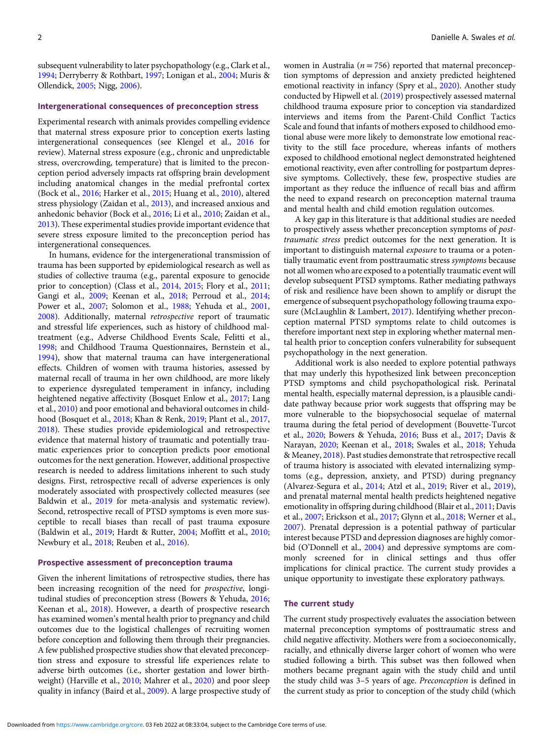subsequent vulnerability to later psychopathology (e.g., Clark et al., 1994; Derryberry & Rothbart, 1997; Lonigan et al., 2004; Muris & Ollendick, 2005; Nigg, 2006).

## Intergenerational consequences of preconception stress

Experimental research with animals provides compelling evidence that maternal stress exposure prior to conception exerts lasting intergenerational consequences (see Klengel et al., 2016 for review). Maternal stress exposure (e.g., chronic and unpredictable stress, overcrowding, temperature) that is limited to the preconception period adversely impacts rat offspring brain development including anatomical changes in the medial prefrontal cortex (Bock et al., 2016; Harker et al., 2015; Huang et al., 2010), altered stress physiology (Zaidan et al., 2013), and increased anxious and anhedonic behavior (Bock et al., 2016; Li et al., 2010; Zaidan et al., 2013). These experimental studies provide important evidence that severe stress exposure limited to the preconception period has intergenerational consequences.

In humans, evidence for the intergenerational transmission of trauma has been supported by epidemiological research as well as studies of collective trauma (e.g., parental exposure to genocide prior to conception) (Class et al., 2014, 2015; Flory et al., 2011; Gangi et al., 2009; Keenan et al., 2018; Perroud et al., 2014; Power et al., 2007; Solomon et al., 1988; Yehuda et al., 2001, 2008). Additionally, maternal *retrospective* report of traumatic and stressful life experiences, such as history of childhood maltreatment (e.g., Adverse Childhood Events Scale, Felitti et al., 1998; and Childhood Trauma Questionnaires, Bernstein et al., 1994), show that maternal trauma can have intergenerational effects. Children of women with trauma histories, assessed by maternal recall of trauma in her own childhood, are more likely to experience dysregulated temperament in infancy, including heightened negative affectivity (Bosquet Enlow et al., 2017; Lang et al., 2010) and poor emotional and behavioral outcomes in childhood (Bosquet et al., 2018; Khan & Renk, 2019; Plant et al., 2017, 2018). These studies provide epidemiological and retrospective evidence that maternal history of traumatic and potentially traumatic experiences prior to conception predicts poor emotional outcomes for the next generation. However, additional prospective research is needed to address limitations inherent to such study designs. First, retrospective recall of adverse experiences is only moderately associated with prospectively collected measures (see Baldwin et al., 2019 for meta-analysis and systematic review). Second, retrospective recall of PTSD symptoms is even more susceptible to recall biases than recall of past trauma exposure (Baldwin et al., 2019; Hardt & Rutter, 2004; Moffitt et al., 2010; Newbury et al., 2018; Reuben et al., 2016).

## Prospective assessment of preconception trauma

Given the inherent limitations of retrospective studies, there has been increasing recognition of the need for *prospective*, longitudinal studies of preconception stress (Bowers & Yehuda, 2016; Keenan et al., 2018). However, a dearth of prospective research has examined women's mental health prior to pregnancy and child outcomes due to the logistical challenges of recruiting women before conception and following them through their pregnancies. A few published prospective studies show that elevated preconception stress and exposure to stressful life experiences relate to adverse birth outcomes (i.e., shorter gestation and lower birthweight) (Harville et al., 2010; Mahrer et al., 2020) and poor sleep quality in infancy (Baird et al., 2009). A large prospective study of women in Australia ($n = 756$) reported that maternal preconception symptoms of depression and anxiety predicted heightened emotional reactivity in infancy (Spry et al., 2020). Another study conducted by Hipwell et al. (2019) prospectively assessed maternal childhood trauma exposure prior to conception via standardized interviews and items from the Parent-Child Conflict Tactics Scale and found that infants of mothers exposed to childhood emotional abuse were more likely to demonstrate low emotional reactivity to the still face procedure, whereas infants of mothers exposed to childhood emotional neglect demonstrated heightened emotional reactivity, even after controlling for postpartum depressive symptoms. Collectively, these few, prospective studies are important as they reduce the influence of recall bias and affirm the need to expand research on preconception maternal trauma and mental health and child emotion regulation outcomes.

A key gap in this literature is that additional studies are needed to prospectively assess whether preconception symptoms of *posttraumatic stress* predict outcomes for the next generation. It is important to distinguish maternal *exposure* to trauma or a potentially traumatic event from posttraumatic stress *symptoms* because not all women who are exposed to a potentially traumatic event will develop subsequent PTSD symptoms. Rather mediating pathways of risk and resilience have been shown to amplify or disrupt the emergence of subsequent psychopathology following trauma exposure (McLaughlin & Lambert, 2017). Identifying whether preconception maternal PTSD symptoms relate to child outcomes is therefore important next step in exploring whether maternal mental health prior to conception confers vulnerability for subsequent psychopathology in the next generation.

Additional work is also needed to explore potential pathways that may underly this hypothesized link between preconception PTSD symptoms and child psychopathological risk. Perinatal mental health, especially maternal depression, is a plausible candidate pathway because prior work suggests that offspring may be more vulnerable to the biopsychosocial sequelae of maternal trauma during the fetal period of development (Bouvette-Turcot et al., 2020; Bowers & Yehuda, 2016; Buss et al., 2017; Davis & Narayan, 2020; Keenan et al., 2018; Swales et al., 2018; Yehuda & Meaney, 2018). Past studies demonstrate that retrospective recall of trauma history is associated with elevated internalizing symptoms (e.g., depression, anxiety, and PTSD) during pregnancy (Alvarez-Segura et al., 2014; Atzl et al., 2019; River et al., 2019), and prenatal maternal mental health predicts heightened negative emotionality in offspring during childhood (Blair et al., 2011; Davis et al., 2007; Erickson et al., 2017; Glynn et al., 2018; Werner et al., 2007). Prenatal depression is a potential pathway of particular interest because PTSD and depression diagnoses are highly comorbid (O'Donnell et al., 2004) and depressive symptoms are commonly screened for in clinical settings and thus offer implications for clinical practice. The current study provides a unique opportunity to investigate these exploratory pathways.

## The current study

The current study prospectively evaluates the association between maternal preconception symptoms of posttraumatic stress and child negative affectivity. Mothers were from a socioeconomically, racially, and ethnically diverse larger cohort of women who were studied following a birth. This subset was then followed when mothers became pregnant again with the study child and until the study child was 3–5 years of age. *Preconception* is defined in the current study as prior to conception of the study child (which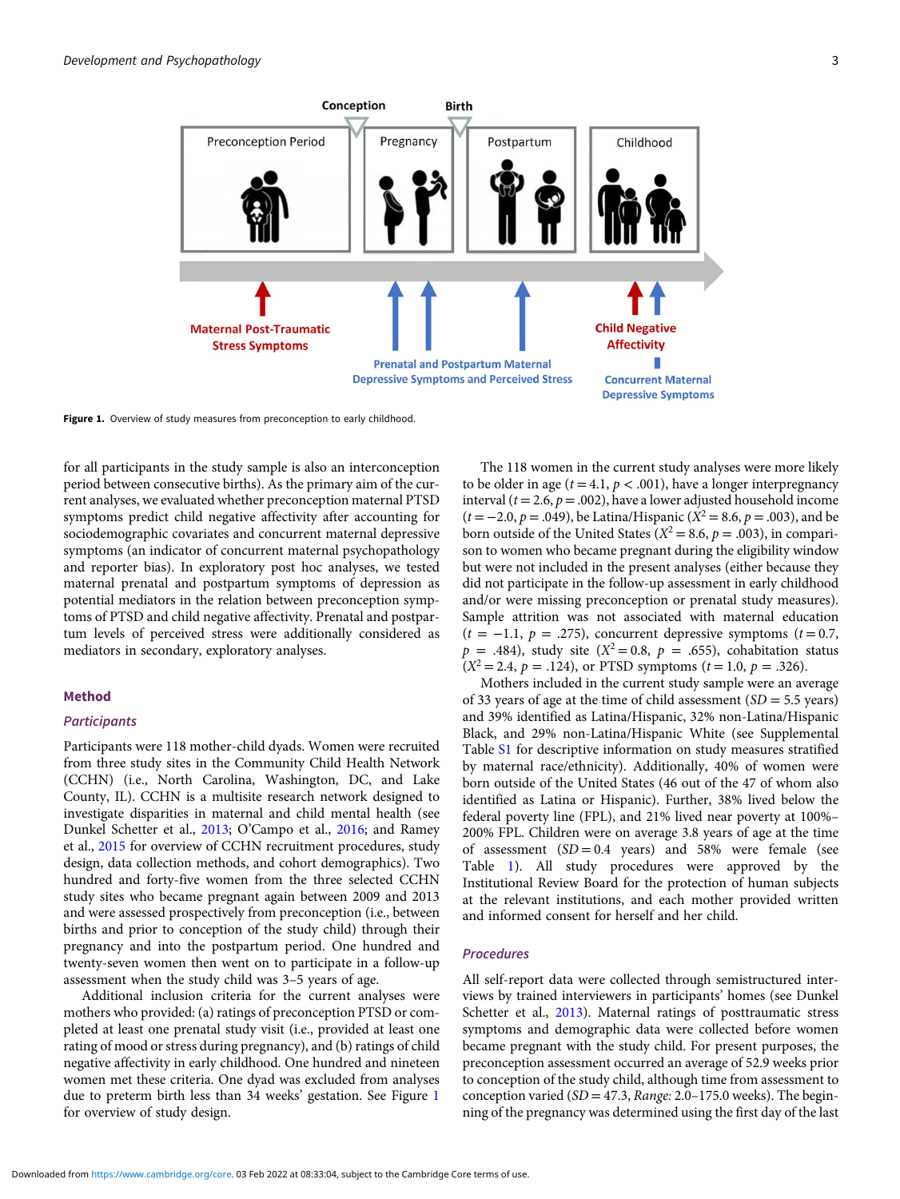Conception

Birth

Preconception Period

Pregnancy

Postpartum

Childhood

Maternal Post-Traumatic Stress Symptoms

Prenatal and Postpartum Maternal Depressive Symptoms and Perceived Stress

Child Negative Affectivity

Concurrent Maternal Depressive Symptoms

**Figure 1.** Overview of study measures from preconception to early childhood.

for all participants in the study sample is also an interconception period between consecutive births). As the primary aim of the current analyses, we evaluated whether preconception maternal PTSD symptoms predict child negative affectivity after accounting for sociodemographic covariates and concurrent maternal depressive symptoms (an indicator of concurrent maternal psychopathology and reporter bias). In exploratory post hoc analyses, we tested maternal prenatal and postpartum symptoms of depression as potential mediators in the relation between preconception symptoms of PTSD and child negative affectivity. Prenatal and postpartum levels of perceived stress were additionally considered as mediators in secondary, exploratory analyses.

## Method

### Participants

Participants were 118 mother-child dyads. Women were recruited from three study sites in the Community Child Health Network (CCHN) (i.e., North Carolina, Washington, DC, and Lake County, IL). CCHN is a multisite research network designed to investigate disparities in maternal and child mental health (see Dunkel Schetter et al., 2013; O'Campo et al., 2016; and Ramey et al., 2015 for overview of CCHN recruitment procedures, study design, data collection methods, and cohort demographics). Two hundred and forty-five women from the three selected CCHN study sites who became pregnant again between 2009 and 2013 and were assessed prospectively from preconception (i.e., between births and prior to conception of the study child) through their pregnancy and into the postpartum period. One hundred and twenty-seven women then went on to participate in a follow-up assessment when the study child was 3–5 years of age.

Additional inclusion criteria for the current analyses were mothers who provided: (a) ratings of preconception PTSD or completed at least one prenatal study visit (i.e., provided at least one rating of mood or stress during pregnancy), and (b) ratings of child negative affectivity in early childhood. One hundred and nineteen women met these criteria. One dyad was excluded from analyses due to preterm birth less than 34 weeks' gestation. See Figure 1 for overview of study design.

The 118 women in the current study analyses were more likely to be older in age ($t = 4.1$, $p < .001$), have a longer interpregnancy interval ($t = 2.6$, $p = .002$), have a lower adjusted household income ($t = -2.0$, $p = .049$), be Latina/Hispanic ($X^2 = 8.6$, $p = .003$), and be born outside of the United States ($X^2 = 8.6$, $p = .003$), in comparison to women who became pregnant during the eligibility window but were not included in the present analyses (either because they did not participate in the follow-up assessment in early childhood and/or were missing preconception or prenatal study measures). Sample attrition was not associated with maternal education ($t = -1.1$, $p = .275$), concurrent depressive symptoms ($t = 0.7$, $p = .484$), study site ($X^2 = 0.8$, $p = .655$), cohabitation status ($X^2 = 2.4$, $p = .124$), or PTSD symptoms ($t = 1.0$, $p = .326$).

Mothers included in the current study sample were an average of 33 years of age at the time of child assessment (*SD* = 5.5 years) and 39% identified as Latina/Hispanic, 32% non-Latina/Hispanic Black, and 29% non-Latina/Hispanic White (see Supplemental Table S1 for descriptive information on study measures stratified by maternal race/ethnicity). Additionally, 40% of women were born outside of the United States (46 out of the 47 of whom also identified as Latina or Hispanic). Further, 38% lived below the federal poverty line (FPL), and 21% lived near poverty at 100%–200% FPL. Children were on average 3.8 years of age at the time of assessment (*SD* = 0.4 years) and 58% were female (see Table 1). All study procedures were approved by the Institutional Review Board for the protection of human subjects at the relevant institutions, and each mother provided written and informed consent for herself and her child.

### Procedures

All self-report data were collected through semistructured interviews by trained interviewers in participants' homes (see Dunkel Schetter et al., 2013). Maternal ratings of posttraumatic stress symptoms and demographic data were collected before women became pregnant with the study child. For present purposes, the preconception assessment occurred an average of 52.9 weeks prior to conception of the study child, although time from assessment to conception varied (*SD* = 47.3, *Range:* 2.0–175.0 weeks). The beginning of the pregnancy was determined using the first day of the last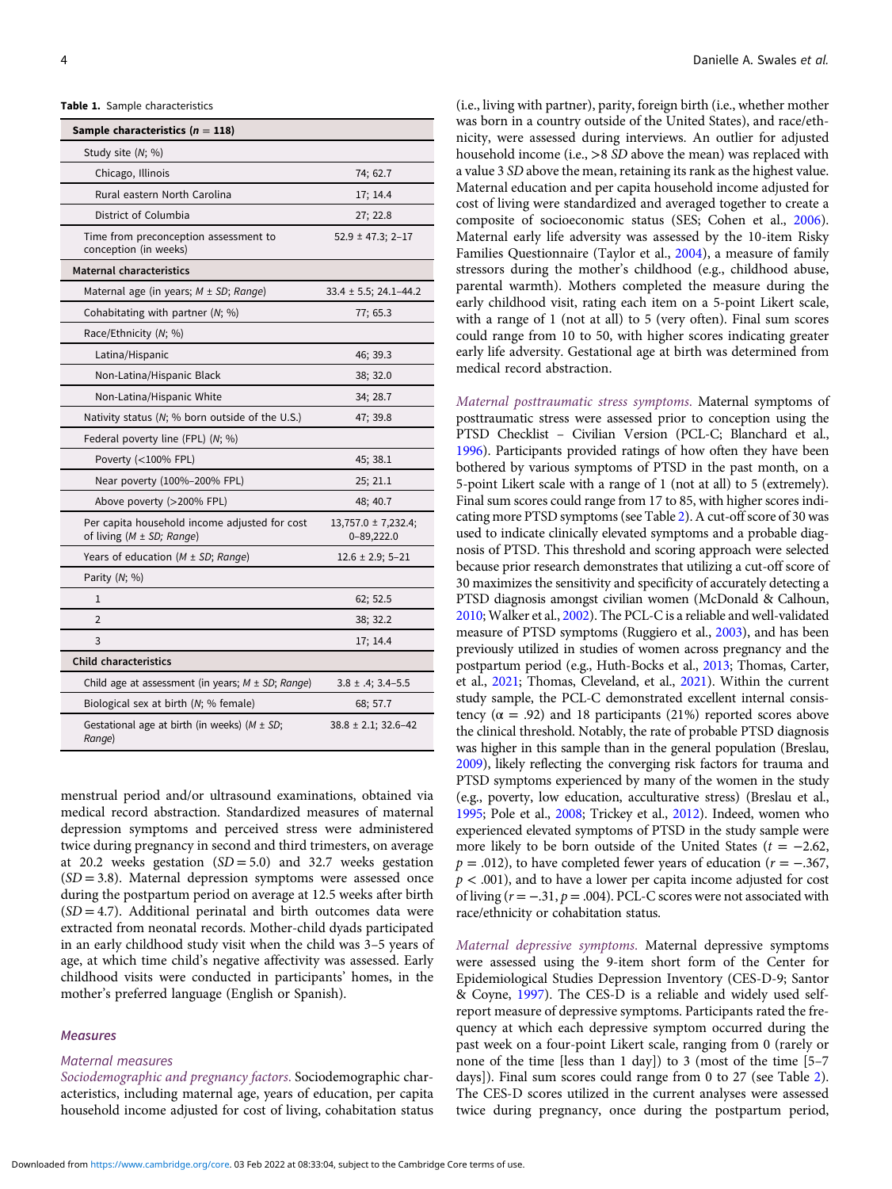**Table 1.** Sample characteristics

| Sample characteristics ($n$ = 118) | |
|---|---|
| Study site (*N*; %) | |
| Chicago, Illinois | 74; 62.7 |
| Rural eastern North Carolina | 17; 14.4 |
| District of Columbia | 27; 22.8 |
| Time from preconception assessment to conception (in weeks) | 52.9 ± 47.3; 2–17 |
| **Maternal characteristics** | |
| Maternal age (in years; *M* ± *SD*; *Range*) | 33.4 ± 5.5; 24.1–44.2 |
| Cohabitating with partner (*N*; %) | 77; 65.3 |
| Race/Ethnicity (*N*; %) | |
| Latina/Hispanic | 46; 39.3 |
| Non-Latina/Hispanic Black | 38; 32.0 |
| Non-Latina/Hispanic White | 34; 28.7 |
| Nativity status (*N*; % born outside of the U.S.) | 47; 39.8 |
| Federal poverty line (FPL) (*N*; %) | |
| Poverty (<100% FPL) | 45; 38.1 |
| Near poverty (100%–200% FPL) | 25; 21.1 |
| Above poverty (>200% FPL) | 48; 40.7 |
| Per capita household income adjusted for cost of living (*M* ± *SD; Range*) | 13,757.0 ± 7,232.4; 0–89,222.0 |
| Years of education (*M* ± *SD*; *Range*) | 12.6 ± 2.9; 5–21 |
| Parity (*N*; %) | |
| 1 | 62; 52.5 |
| 2 | 38; 32.2 |
| 3 | 17; 14.4 |
| **Child characteristics** | |
| Child age at assessment (in years; *M* ± *SD*; *Range*) | 3.8 ± .4; 3.4–5.5 |
| Biological sex at birth (*N*; % female) | 68; 57.7 |
| Gestational age at birth (in weeks) (*M* ± *SD*; *Range*) | 38.8 ± 2.1; 32.6–42 |

menstrual period and/or ultrasound examinations, obtained via medical record abstraction. Standardized measures of maternal depression symptoms and perceived stress were administered twice during pregnancy in second and third trimesters, on average at 20.2 weeks gestation ($SD = 5.0$) and 32.7 weeks gestation ($SD = 3.8$). Maternal depression symptoms were assessed once during the postpartum period on average at 12.5 weeks after birth ($SD = 4.7$). Additional perinatal and birth outcomes data were extracted from neonatal records. Mother-child dyads participated in an early childhood study visit when the child was 3–5 years of age, at which time child's negative affectivity was assessed. Early childhood visits were conducted in participants' homes, in the mother's preferred language (English or Spanish).

### Measures

#### Maternal measures

*Sociodemographic and pregnancy factors.* Sociodemographic characteristics, including maternal age, years of education, per capita household income adjusted for cost of living, cohabitation status (i.e., living with partner), parity, foreign birth (i.e., whether mother was born in a country outside of the United States), and race/ethnicity, were assessed during interviews. An outlier for adjusted household income (i.e., >8 *SD* above the mean) was replaced with a value 3 *SD* above the mean, retaining its rank as the highest value. Maternal education and per capita household income adjusted for cost of living were standardized and averaged together to create a composite of socioeconomic status (SES; Cohen et al., 2006). Maternal early life adversity was assessed by the 10-item Risky Families Questionnaire (Taylor et al., 2004), a measure of family stressors during the mother's childhood (e.g., childhood abuse, parental warmth). Mothers completed the measure during the early childhood visit, rating each item on a 5-point Likert scale, with a range of 1 (not at all) to 5 (very often). Final sum scores could range from 10 to 50, with higher scores indicating greater early life adversity. Gestational age at birth was determined from medical record abstraction.

*Maternal posttraumatic stress symptoms.* Maternal symptoms of posttraumatic stress were assessed prior to conception using the PTSD Checklist – Civilian Version (PCL-C; Blanchard et al., 1996). Participants provided ratings of how often they have been bothered by various symptoms of PTSD in the past month, on a 5-point Likert scale with a range of 1 (not at all) to 5 (extremely). Final sum scores could range from 17 to 85, with higher scores indicating more PTSD symptoms (see Table 2). A cut-off score of 30 was used to indicate clinically elevated symptoms and a probable diagnosis of PTSD. This threshold and scoring approach were selected because prior research demonstrates that utilizing a cut-off score of 30 maximizes the sensitivity and specificity of accurately detecting a PTSD diagnosis amongst civilian women (McDonald & Calhoun, 2010; Walker et al., 2002). The PCL-C is a reliable and well-validated measure of PTSD symptoms (Ruggiero et al., 2003), and has been previously utilized in studies of women across pregnancy and the postpartum period (e.g., Huth-Bocks et al., 2013; Thomas, Carter, et al., 2021; Thomas, Cleveland, et al., 2021). Within the current study sample, the PCL-C demonstrated excellent internal consistency ($\alpha$ = .92) and 18 participants (21%) reported scores above the clinical threshold. Notably, the rate of probable PTSD diagnosis was higher in this sample than in the general population (Breslau, 2009), likely reflecting the converging risk factors for trauma and PTSD symptoms experienced by many of the women in the study (e.g., poverty, low education, acculturative stress) (Breslau et al., 1995; Pole et al., 2008; Trickey et al., 2012). Indeed, women who experienced elevated symptoms of PTSD in the study sample were more likely to be born outside of the United States ($t = -2.62$, $p = .012$), to have completed fewer years of education ($r = -.367$, $p < .001$), and to have a lower per capita income adjusted for cost of living ($r = -.31$, $p = .004$). PCL-C scores were not associated with race/ethnicity or cohabitation status.

*Maternal depressive symptoms.* Maternal depressive symptoms were assessed using the 9-item short form of the Center for Epidemiological Studies Depression Inventory (CES-D-9; Santor & Coyne, 1997). The CES-D is a reliable and widely used self-report measure of depressive symptoms. Participants rated the frequency at which each depressive symptom occurred during the past week on a four-point Likert scale, ranging from 0 (rarely or none of the time [less than 1 day]) to 3 (most of the time [5–7 days]). Final sum scores could range from 0 to 27 (see Table 2). The CES-D scores utilized in the current analyses were assessed twice during pregnancy, once during the postpartum period,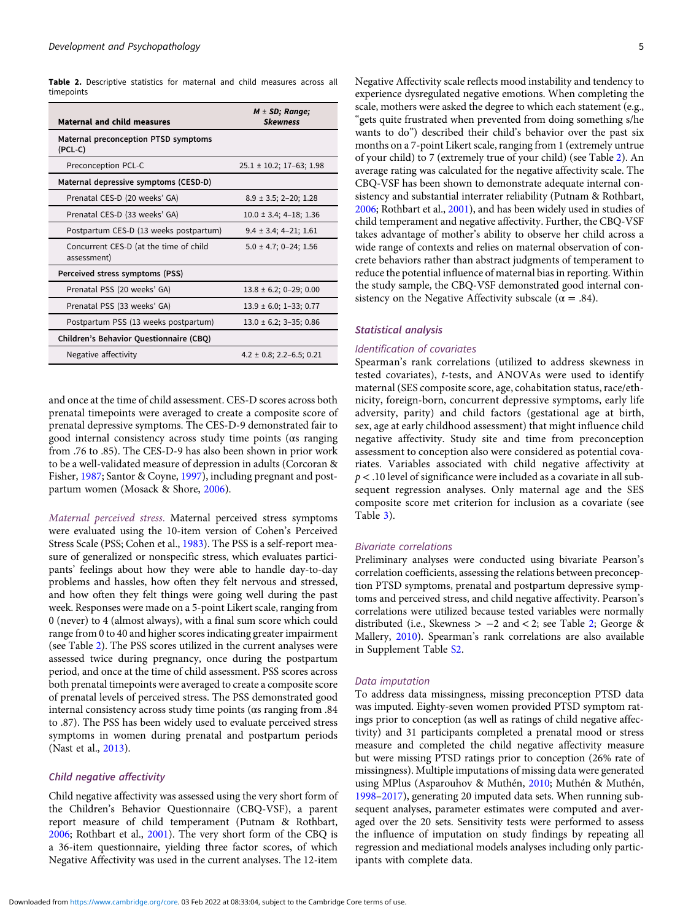**Table 2.** Descriptive statistics for maternal and child measures across all timepoints

| Maternal and child measures | *M ± SD; Range; Skewness* |
|---|---|
| **Maternal preconception PTSD symptoms (PCL-C)** | |
| Preconception PCL-C | 25.1 ± 10.2; 17–63; 1.98 |
| **Maternal depressive symptoms (CESD-D)** | |
| Prenatal CES-D (20 weeks' GA) | 8.9 ± 3.5; 2–20; 1.28 |
| Prenatal CES-D (33 weeks' GA) | 10.0 ± 3.4; 4–18; 1.36 |
| Postpartum CES-D (13 weeks postpartum) | 9.4 ± 3.4; 4–21; 1.61 |
| Concurrent CES-D (at the time of child assessment) | 5.0 ± 4.7; 0–24; 1.56 |
| **Perceived stress symptoms (PSS)** | |
| Prenatal PSS (20 weeks' GA) | 13.8 ± 6.2; 0–29; 0.00 |
| Prenatal PSS (33 weeks' GA) | 13.9 ± 6.0; 1–33; 0.77 |
| Postpartum PSS (13 weeks postpartum) | 13.0 ± 6.2; 3–35; 0.86 |
| **Children's Behavior Questionnaire (CBQ)** | |
| Negative affectivity | 4.2 ± 0.8; 2.2–6.5; 0.21 |

and once at the time of child assessment. CES-D scores across both prenatal timepoints were averaged to create a composite score of prenatal depressive symptoms. The CES-D-9 demonstrated fair to good internal consistency across study time points (αs ranging from .76 to .85). The CES-D-9 has also been shown in prior work to be a well-validated measure of depression in adults (Corcoran & Fisher, 1987; Santor & Coyne, 1997), including pregnant and postpartum women (Mosack & Shore, 2006).

*Maternal perceived stress.* Maternal perceived stress symptoms were evaluated using the 10-item version of Cohen's Perceived Stress Scale (PSS; Cohen et al., 1983). The PSS is a self-report measure of generalized or nonspecific stress, which evaluates participants' feelings about how they were able to handle day-to-day problems and hassles, how often they felt nervous and stressed, and how often they felt things were going well during the past week. Responses were made on a 5-point Likert scale, ranging from 0 (never) to 4 (almost always), with a final sum score which could range from 0 to 40 and higher scores indicating greater impairment (see Table 2). The PSS scores utilized in the current analyses were assessed twice during pregnancy, once during the postpartum period, and once at the time of child assessment. PSS scores across both prenatal timepoints were averaged to create a composite score of prenatal levels of perceived stress. The PSS demonstrated good internal consistency across study time points (αs ranging from .84 to .87). The PSS has been widely used to evaluate perceived stress symptoms in women during prenatal and postpartum periods (Nast et al., 2013).

### Child negative affectivity

Child negative affectivity was assessed using the very short form of the Children's Behavior Questionnaire (CBQ-VSF), a parent report measure of child temperament (Putnam & Rothbart, 2006; Rothbart et al., 2001). The very short form of the CBQ is a 36-item questionnaire, yielding three factor scores, of which Negative Affectivity was used in the current analyses. The 12-item Negative Affectivity scale reflects mood instability and tendency to experience dysregulated negative emotions. When completing the scale, mothers were asked the degree to which each statement (e.g., "gets quite frustrated when prevented from doing something s/he wants to do") described their child's behavior over the past six months on a 7-point Likert scale, ranging from 1 (extremely untrue of your child) to 7 (extremely true of your child) (see Table 2). An average rating was calculated for the negative affectivity scale. The CBQ-VSF has been shown to demonstrate adequate internal consistency and substantial interrater reliability (Putnam & Rothbart, 2006; Rothbart et al., 2001), and has been widely used in studies of child temperament and negative affectivity. Further, the CBQ-VSF takes advantage of mother's ability to observe her child across a wide range of contexts and relies on maternal observation of concrete behaviors rather than abstract judgments of temperament to reduce the potential influence of maternal bias in reporting. Within the study sample, the CBQ-VSF demonstrated good internal consistency on the Negative Affectivity subscale (α = .84).

### Statistical analysis

#### Identification of covariates

Spearman's rank correlations (utilized to address skewness in tested covariates), *t*-tests, and ANOVAs were used to identify maternal (SES composite score, age, cohabitation status, race/ethnicity, foreign-born, concurrent depressive symptoms, early life adversity, parity) and child factors (gestational age at birth, sex, age at early childhood assessment) that might influence child negative affectivity. Study site and time from preconception assessment to conception also were considered as potential covariates. Variables associated with child negative affectivity at $p < .10$ level of significance were included as a covariate in all subsequent regression analyses. Only maternal age and the SES composite score met criterion for inclusion as a covariate (see Table 3).

#### Bivariate correlations

Preliminary analyses were conducted using bivariate Pearson's correlation coefficients, assessing the relations between preconception PTSD symptoms, prenatal and postpartum depressive symptoms and perceived stress, and child negative affectivity. Pearson's correlations were utilized because tested variables were normally distributed (i.e., Skewness $> -2$ and $< 2$; see Table 2; George & Mallery, 2010). Spearman's rank correlations are also available in Supplement Table S2.

#### Data imputation

To address data missingness, missing preconception PTSD data was imputed. Eighty-seven women provided PTSD symptom ratings prior to conception (as well as ratings of child negative affectivity) and 31 participants completed a prenatal mood or stress measure and completed the child negative affectivity measure but were missing PTSD ratings prior to conception (26% rate of missingness). Multiple imputations of missing data were generated using MPlus (Asparouhov & Muthén, 2010; Muthén & Muthén, 1998–2017), generating 20 imputed data sets. When running subsequent analyses, parameter estimates were computed and averaged over the 20 sets. Sensitivity tests were performed to assess the influence of imputation on study findings by repeating all regression and mediational models analyses including only participants with complete data.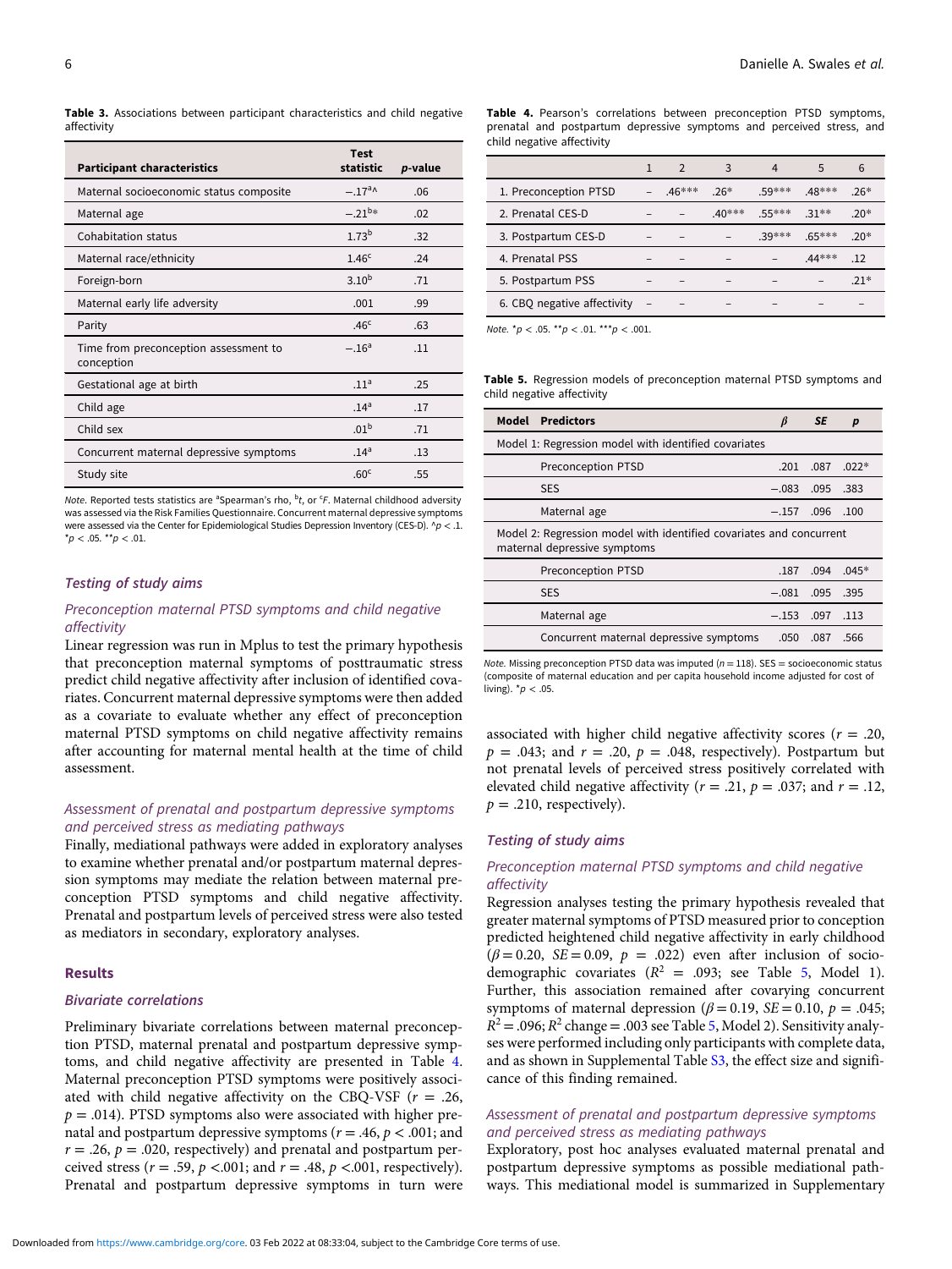**Table 3.** Associations between participant characteristics and child negative affectivity

| Participant characteristics | Test statistic | *p*-value |
|---|---|---|
| Maternal socioeconomic status composite | −.17[a]^ | .06 |
| Maternal age | −.21[b]* | .02 |
| Cohabitation status | 1.73[b] | .32 |
| Maternal race/ethnicity | 1.46[c] | .24 |
| Foreign-born | 3.10[b] | .71 |
| Maternal early life adversity | .001 | .99 |
| Parity | .46[c] | .63 |
| Time from preconception assessment to conception | −.16[a] | .11 |
| Gestational age at birth | .11[a] | .25 |
| Child age | .14[a] | .17 |
| Child sex | .01[b] | .71 |
| Concurrent maternal depressive symptoms | .14[a] | .13 |
| Study site | .60[c] | .55 |

*Note.* Reported tests statistics are [a]Spearman's rho, [b]*t*, or [c]*F*. Maternal childhood adversity was assessed via the Risk Families Questionnaire. Concurrent maternal depressive symptoms were assessed via the Center for Epidemiological Studies Depression Inventory (CES-D). ^$p < .1$. *$p < .05$. **$p < .01$.

### Testing of study aims

#### Preconception maternal PTSD symptoms and child negative affectivity

Linear regression was run in Mplus to test the primary hypothesis that preconception maternal symptoms of posttraumatic stress predict child negative affectivity after inclusion of identified covariates. Concurrent maternal depressive symptoms were then added as a covariate to evaluate whether any effect of preconception maternal PTSD symptoms on child negative affectivity remains after accounting for maternal mental health at the time of child assessment.

#### Assessment of prenatal and postpartum depressive symptoms and perceived stress as mediating pathways

Finally, mediational pathways were added in exploratory analyses to examine whether prenatal and/or postpartum maternal depression symptoms may mediate the relation between maternal preconception PTSD symptoms and child negative affectivity. Prenatal and postpartum levels of perceived stress were also tested as mediators in secondary, exploratory analyses.

## Results

### Bivariate correlations

Preliminary bivariate correlations between maternal preconception PTSD, maternal prenatal and postpartum depressive symptoms, and child negative affectivity are presented in Table 4. Maternal preconception PTSD symptoms were positively associated with child negative affectivity on the CBQ-VSF ($r = .26$, $p = .014$). PTSD symptoms also were associated with higher prenatal and postpartum depressive symptoms ($r = .46$, $p < .001$; and $r = .26$, $p = .020$, respectively) and prenatal and postpartum perceived stress ($r = .59$, $p < .001$; and $r = .48$, $p < .001$, respectively). Prenatal and postpartum depressive symptoms in turn were

**Table 4.** Pearson's correlations between preconception PTSD symptoms, prenatal and postpartum depressive symptoms and perceived stress, and child negative affectivity

| | 1 | 2 | 3 | 4 | 5 | 6 |
|---|---|---|---|---|---|---|
| 1. Preconception PTSD | – | .46*** | .26* | .59*** | .48*** | .26* |
| 2. Prenatal CES-D | – | – | .40*** | .55*** | .31** | .20* |
| 3. Postpartum CES-D | – | – | – | .39*** | .65*** | .20* |
| 4. Prenatal PSS | – | – | – | – | .44*** | .12 |
| 5. Postpartum PSS | – | – | – | – | – | .21* |
| 6. CBQ negative affectivity | – | – | – | – | – | – |

*Note.* *$p < .05$. **$p < .01$. ***$p < .001$.

**Table 5.** Regression models of preconception maternal PTSD symptoms and child negative affectivity

| Model | Predictors | *β* | *SE* | *p* |
|---|---|---|---|---|
| Model 1: Regression model with identified covariates | | | | |
| | Preconception PTSD | .201 | .087 | .022* |
| | SES | −.083 | .095 | .383 |
| | Maternal age | −.157 | .096 | .100 |
| Model 2: Regression model with identified covariates and concurrent maternal depressive symptoms | | | | |
| | Preconception PTSD | .187 | .094 | .045* |
| | SES | −.081 | .095 | .395 |
| | Maternal age | −.153 | .097 | .113 |
| | Concurrent maternal depressive symptoms | .050 | .087 | .566 |

*Note.* Missing preconception PTSD data was imputed ($n = 118$). SES = socioeconomic status (composite of maternal education and per capita household income adjusted for cost of living). *$p < .05$.

associated with higher child negative affectivity scores ($r = .20$, $p = .043$; and $r = .20$, $p = .048$, respectively). Postpartum but not prenatal levels of perceived stress positively correlated with elevated child negative affectivity ($r = .21$, $p = .037$; and $r = .12$, $p = .210$, respectively).

### Testing of study aims

#### Preconception maternal PTSD symptoms and child negative affectivity

Regression analyses testing the primary hypothesis revealed that greater maternal symptoms of PTSD measured prior to conception predicted heightened child negative affectivity in early childhood ($\beta = 0.20$, $SE = 0.09$, $p = .022$) even after inclusion of sociodemographic covariates ($R^2 = .093$; see Table 5, Model 1). Further, this association remained after covarying concurrent symptoms of maternal depression ($\beta = 0.19$, $SE = 0.10$, $p = .045$; $R^2 = .096$; $R^2$ change = .003 see Table 5, Model 2). Sensitivity analyses were performed including only participants with complete data, and as shown in Supplemental Table S3, the effect size and significance of this finding remained.

#### Assessment of prenatal and postpartum depressive symptoms and perceived stress as mediating pathways

Exploratory, post hoc analyses evaluated maternal prenatal and postpartum depressive symptoms as possible mediational pathways. This mediational model is summarized in Supplementary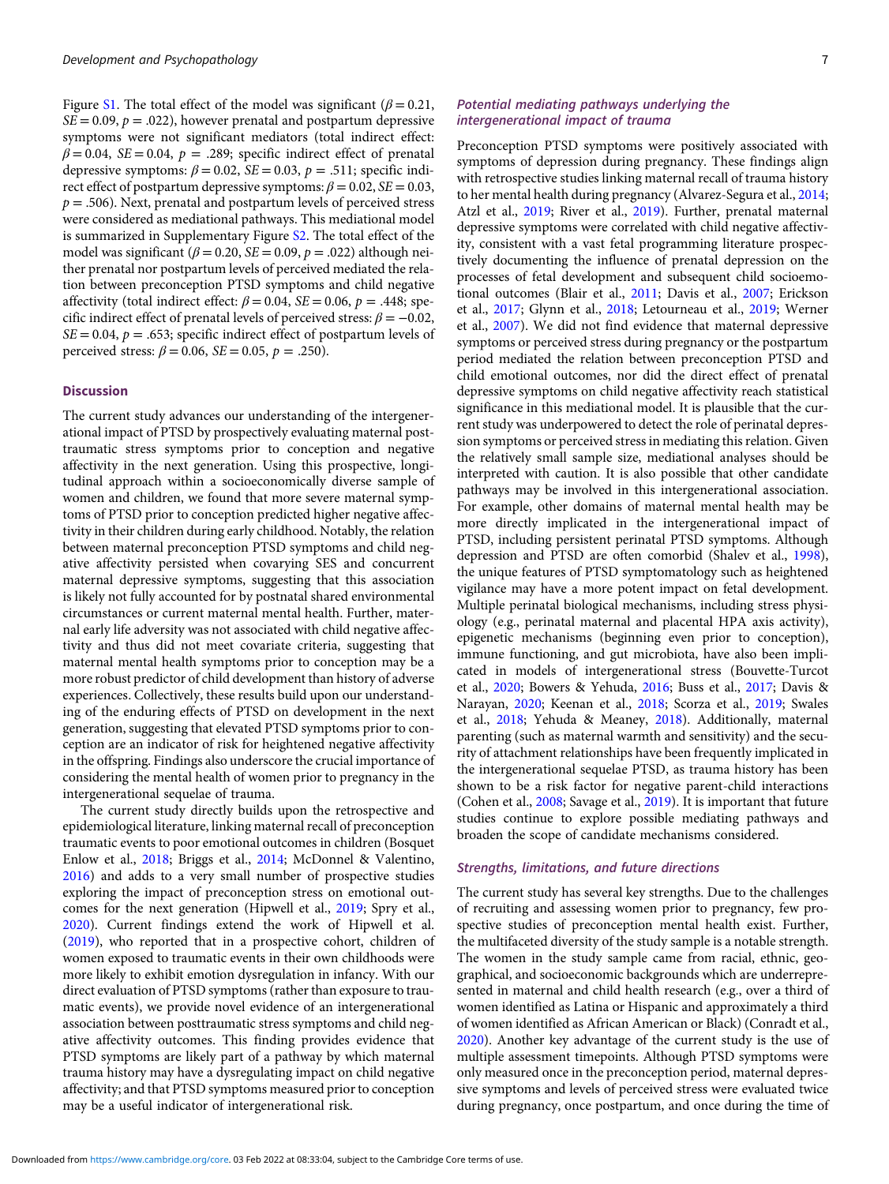Figure S1. The total effect of the model was significant ($\beta = 0.21$, $SE = 0.09$, $p = .022$), however prenatal and postpartum depressive symptoms were not significant mediators (total indirect effect: $\beta = 0.04$, $SE = 0.04$, $p = .289$; specific indirect effect of prenatal depressive symptoms: $\beta = 0.02$, $SE = 0.03$, $p = .511$; specific indirect effect of postpartum depressive symptoms: $\beta = 0.02$, $SE = 0.03$, $p = .506$). Next, prenatal and postpartum levels of perceived stress were considered as mediational pathways. This mediational model is summarized in Supplementary Figure S2. The total effect of the model was significant ($\beta = 0.20$, $SE = 0.09$, $p = .022$) although neither prenatal nor postpartum levels of perceived mediated the relation between preconception PTSD symptoms and child negative affectivity (total indirect effect: $\beta = 0.04$, $SE = 0.06$, $p = .448$; specific indirect effect of prenatal levels of perceived stress: $\beta = -0.02$, $SE = 0.04$, $p = .653$; specific indirect effect of postpartum levels of perceived stress: $\beta = 0.06$, $SE = 0.05$, $p = .250$).

## Discussion

The current study advances our understanding of the intergenerational impact of PTSD by prospectively evaluating maternal posttraumatic stress symptoms prior to conception and negative affectivity in the next generation. Using this prospective, longitudinal approach within a socioeconomically diverse sample of women and children, we found that more severe maternal symptoms of PTSD prior to conception predicted higher negative affectivity in their children during early childhood. Notably, the relation between maternal preconception PTSD symptoms and child negative affectivity persisted when covarying SES and concurrent maternal depressive symptoms, suggesting that this association is likely not fully accounted for by postnatal shared environmental circumstances or current maternal mental health. Further, maternal early life adversity was not associated with child negative affectivity and thus did not meet covariate criteria, suggesting that maternal mental health symptoms prior to conception may be a more robust predictor of child development than history of adverse experiences. Collectively, these results build upon our understanding of the enduring effects of PTSD on development in the next generation, suggesting that elevated PTSD symptoms prior to conception are an indicator of risk for heightened negative affectivity in the offspring. Findings also underscore the crucial importance of considering the mental health of women prior to pregnancy in the intergenerational sequelae of trauma.

The current study directly builds upon the retrospective and epidemiological literature, linking maternal recall of preconception traumatic events to poor emotional outcomes in children (Bosquet Enlow et al., 2018; Briggs et al., 2014; McDonnel & Valentino, 2016) and adds to a very small number of prospective studies exploring the impact of preconception stress on emotional outcomes for the next generation (Hipwell et al., 2019; Spry et al., 2020). Current findings extend the work of Hipwell et al. (2019), who reported that in a prospective cohort, children of women exposed to traumatic events in their own childhoods were more likely to exhibit emotion dysregulation in infancy. With our direct evaluation of PTSD symptoms (rather than exposure to traumatic events), we provide novel evidence of an intergenerational association between posttraumatic stress symptoms and child negative affectivity outcomes. This finding provides evidence that PTSD symptoms are likely part of a pathway by which maternal trauma history may have a dysregulating impact on child negative affectivity; and that PTSD symptoms measured prior to conception may be a useful indicator of intergenerational risk.

### *Potential mediating pathways underlying the intergenerational impact of trauma*

Preconception PTSD symptoms were positively associated with symptoms of depression during pregnancy. These findings align with retrospective studies linking maternal recall of trauma history to her mental health during pregnancy (Alvarez-Segura et al., 2014; Atzl et al., 2019; River et al., 2019). Further, prenatal maternal depressive symptoms were correlated with child negative affectivity, consistent with a vast fetal programming literature prospectively documenting the influence of prenatal depression on the processes of fetal development and subsequent child socioemotional outcomes (Blair et al., 2011; Davis et al., 2007; Erickson et al., 2017; Glynn et al., 2018; Letourneau et al., 2019; Werner et al., 2007). We did not find evidence that maternal depressive symptoms or perceived stress during pregnancy or the postpartum period mediated the relation between preconception PTSD and child emotional outcomes, nor did the direct effect of prenatal depressive symptoms on child negative affectivity reach statistical significance in this mediational model. It is plausible that the current study was underpowered to detect the role of perinatal depression symptoms or perceived stress in mediating this relation. Given the relatively small sample size, mediational analyses should be interpreted with caution. It is also possible that other candidate pathways may be involved in this intergenerational association. For example, other domains of maternal mental health may be more directly implicated in the intergenerational impact of PTSD, including persistent perinatal PTSD symptoms. Although depression and PTSD are often comorbid (Shalev et al., 1998), the unique features of PTSD symptomatology such as heightened vigilance may have a more potent impact on fetal development. Multiple perinatal biological mechanisms, including stress physiology (e.g., perinatal maternal and placental HPA axis activity), epigenetic mechanisms (beginning even prior to conception), immune functioning, and gut microbiota, have also been implicated in models of intergenerational stress (Bouvette-Turcot et al., 2020; Bowers & Yehuda, 2016; Buss et al., 2017; Davis & Narayan, 2020; Keenan et al., 2018; Scorza et al., 2019; Swales et al., 2018; Yehuda & Meaney, 2018). Additionally, maternal parenting (such as maternal warmth and sensitivity) and the security of attachment relationships have been frequently implicated in the intergenerational sequelae PTSD, as trauma history has been shown to be a risk factor for negative parent-child interactions (Cohen et al., 2008; Savage et al., 2019). It is important that future studies continue to explore possible mediating pathways and broaden the scope of candidate mechanisms considered.

### *Strengths, limitations, and future directions*

The current study has several key strengths. Due to the challenges of recruiting and assessing women prior to pregnancy, few prospective studies of preconception mental health exist. Further, the multifaceted diversity of the study sample is a notable strength. The women in the study sample came from racial, ethnic, geographical, and socioeconomic backgrounds which are underrepresented in maternal and child health research (e.g., over a third of women identified as Latina or Hispanic and approximately a third of women identified as African American or Black) (Conradt et al., 2020). Another key advantage of the current study is the use of multiple assessment timepoints. Although PTSD symptoms were only measured once in the preconception period, maternal depressive symptoms and levels of perceived stress were evaluated twice during pregnancy, once postpartum, and once during the time of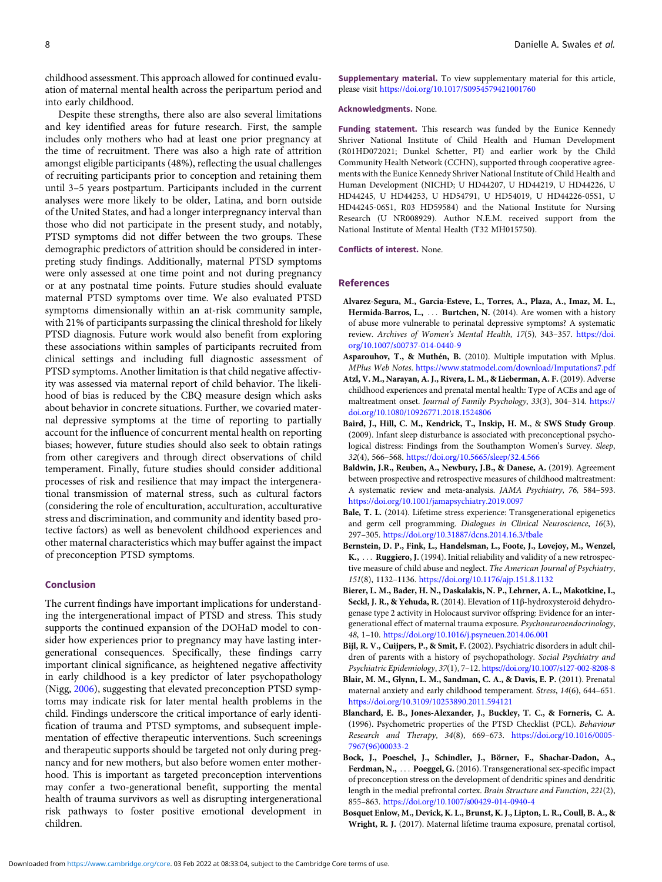childhood assessment. This approach allowed for continued evaluation of maternal mental health across the peripartum period and into early childhood.

Despite these strengths, there also are also several limitations and key identified areas for future research. First, the sample includes only mothers who had at least one prior pregnancy at the time of recruitment. There was also a high rate of attrition amongst eligible participants (48%), reflecting the usual challenges of recruiting participants prior to conception and retaining them until 3–5 years postpartum. Participants included in the current analyses were more likely to be older, Latina, and born outside of the United States, and had a longer interpregnancy interval than those who did not participate in the present study, and notably, PTSD symptoms did not differ between the two groups. These demographic predictors of attrition should be considered in interpreting study findings. Additionally, maternal PTSD symptoms were only assessed at one time point and not during pregnancy or at any postnatal time points. Future studies should evaluate maternal PTSD symptoms over time. We also evaluated PTSD symptoms dimensionally within an at-risk community sample, with 21% of participants surpassing the clinical threshold for likely PTSD diagnosis. Future work would also benefit from exploring these associations within samples of participants recruited from clinical settings and including full diagnostic assessment of PTSD symptoms. Another limitation is that child negative affectivity was assessed via maternal report of child behavior. The likelihood of bias is reduced by the CBQ measure design which asks about behavior in concrete situations. Further, we covaried maternal depressive symptoms at the time of reporting to partially account for the influence of concurrent mental health on reporting biases; however, future studies should also seek to obtain ratings from other caregivers and through direct observations of child temperament. Finally, future studies should consider additional processes of risk and resilience that may impact the intergenerational transmission of maternal stress, such as cultural factors (considering the role of enculturation, acculturation, acculturative stress and discrimination, and community and identity based protective factors) as well as benevolent childhood experiences and other maternal characteristics which may buffer against the impact of preconception PTSD symptoms.

## Conclusion

The current findings have important implications for understanding the intergenerational impact of PTSD and stress. This study supports the continued expansion of the DOHaD model to consider how experiences prior to pregnancy may have lasting intergenerational consequences. Specifically, these findings carry important clinical significance, as heightened negative affectivity in early childhood is a key predictor of later psychopathology (Nigg, 2006), suggesting that elevated preconception PTSD symptoms may indicate risk for later mental health problems in the child. Findings underscore the critical importance of early identification of trauma and PTSD symptoms, and subsequent implementation of effective therapeutic interventions. Such screenings and therapeutic supports should be targeted not only during pregnancy and for new mothers, but also before women enter motherhood. This is important as targeted preconception interventions may confer a two-generational benefit, supporting the mental health of trauma survivors as well as disrupting intergenerational risk pathways to foster positive emotional development in children.

**Supplementary material.** To view supplementary material for this article, please visit https://doi.org/10.1017/S0954579421001760

**Acknowledgments.** None.

**Funding statement.** This research was funded by the Eunice Kennedy Shriver National Institute of Child Health and Human Development (R01HD072021; Dunkel Schetter, PI) and earlier work by the Child Community Health Network (CCHN), supported through cooperative agreements with the Eunice Kennedy Shriver National Institute of Child Health and Human Development (NICHD; U HD44207, U HD44219, U HD44226, U HD44245, U HD44253, U HD54791, U HD54019, U HD44226-05S1, U HD44245-06S1, R03 HD59584) and the National Institute for Nursing Research (U NR008929). Author N.E.M. received support from the National Institute of Mental Health (T32 MH015750).

**Conflicts of interest.** None.

## References

**Alvarez-Segura, M., Garcia-Esteve, L., Torres, A., Plaza, A., Imaz, M. L., Hermida-Barros, L., … Burtchen, N.** (2014). Are women with a history of abuse more vulnerable to perinatal depressive symptoms? A systematic review. *Archives of Women's Mental Health*, *17*(5), 343–357. https://doi.org/10.1007/s00737-014-0440-9

**Asparouhov, T., & Muthén, B.** (2010). Multiple imputation with Mplus. *MPlus Web Notes*. https://www.statmodel.com/download/Imputations7.pdf

**Atzl, V. M., Narayan, A. J., Rivera, L. M., & Lieberman, A. F.** (2019). Adverse childhood experiences and prenatal mental health: Type of ACEs and age of maltreatment onset. *Journal of Family Psychology*, *33*(3), 304–314. https://doi.org/10.1080/10926771.2018.1524806

**Baird, J., Hill, C. M., Kendrick, T., Inskip, H. M.**, & **SWS Study Group**. (2009). Infant sleep disturbance is associated with preconceptional psychological distress: Findings from the Southampton Women's Survey. *Sleep*, *32*(4), 566–568. https://doi.org/10.5665/sleep/32.4.566

**Baldwin, J.R., Reuben, A., Newbury, J.B., & Danese, A.** (2019). Agreement between prospective and retrospective measures of childhood maltreatment: A systematic review and meta-analysis. *JAMA Psychiatry*, *76,* 584–593. https://doi.org/10.1001/jamapsychiatry.2019.0097

**Bale, T. L.** (2014). Lifetime stress experience: Transgenerational epigenetics and germ cell programming. *Dialogues in Clinical Neuroscience*, *16*(3), 297–305. https://doi.org/10.31887/dcns.2014.16.3/tbale

**Bernstein, D. P., Fink, L., Handelsman, L., Foote, J., Lovejoy, M., Wenzel, K., … Ruggiero, J.** (1994). Initial reliability and validity of a new retrospective measure of child abuse and neglect. *The American Journal of Psychiatry*, *151*(8), 1132–1136. https://doi.org/10.1176/ajp.151.8.1132

**Bierer, L. M., Bader, H. N., Daskalakis, N. P., Lehrner, A. L., Makotkine, I., Seckl, J. R., & Yehuda, R.** (2014). Elevation of 11β-hydroxysteroid dehydrogenase type 2 activity in Holocaust survivor offspring: Evidence for an intergenerational effect of maternal trauma exposure. *Psychoneuroendocrinology*, *48*, 1–10. https://doi.org/10.1016/j.psyneuen.2014.06.001

**Bijl, R. V., Cuijpers, P., & Smit, F.** (2002). Psychiatric disorders in adult children of parents with a history of psychopathology. *Social Psychiatry and Psychiatric Epidemiology*, *37*(1), 7–12. https://doi.org/10.1007/s127-002-8208-8

**Blair, M. M., Glynn, L. M., Sandman, C. A., & Davis, E. P.** (2011). Prenatal maternal anxiety and early childhood temperament. *Stress*, *14*(6), 644–651. https://doi.org/10.3109/10253890.2011.594121

**Blanchard, E. B., Jones-Alexander, J., Buckley, T. C., & Forneris, C. A.** (1996). Psychometric properties of the PTSD Checklist (PCL). *Behaviour Research and Therapy*, *34*(8), 669–673. https://doi.org/10.1016/0005-7967(96)00033-2

**Bock, J., Poeschel, J., Schindler, J., Börner, F., Shachar-Dadon, A., Ferdman, N., … Poeggel, G.** (2016). Transgenerational sex-specific impact of preconception stress on the development of dendritic spines and dendritic length in the medial prefrontal cortex. *Brain Structure and Function*, *221*(2), 855–863. https://doi.org/10.1007/s00429-014-0940-4

**Bosquet Enlow, M., Devick, K. L., Brunst, K. J., Lipton, L. R., Coull, B. A., & Wright, R. J.** (2017). Maternal lifetime trauma exposure, prenatal cortisol,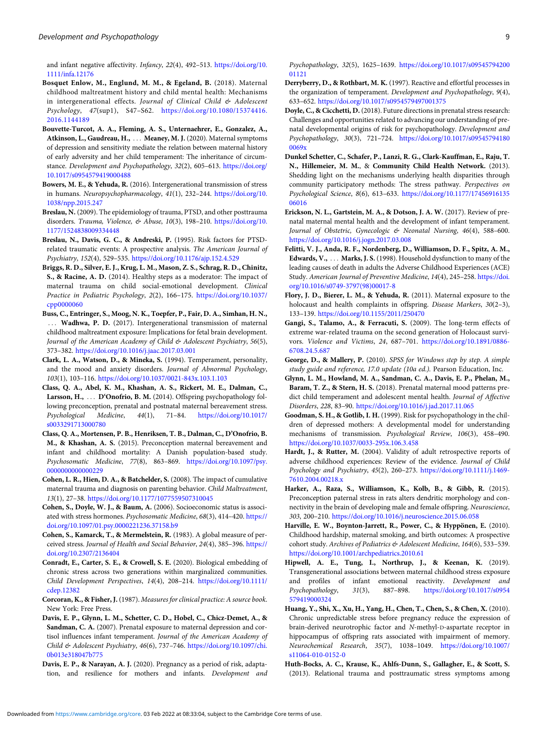and infant negative affectivity. *Infancy*, *22*(4), 492–513. https://doi.org/10.1111/infa.12176

**Bosquet Enlow, M., Englund, M. M., & Egeland, B.** (2018). Maternal childhood maltreatment history and child mental health: Mechanisms in intergenerational effects. *Journal of Clinical Child & Adolescent Psychology*, *47*(sup1), S47–S62. https://doi.org/10.1080/15374416.2016.1144189

**Bouvette-Turcot, A. A., Fleming, A. S., Unternaehrer, E., Gonzalez, A., Atkinson, L., Gaudreau, H., ... Meaney, M. J.** (2020). Maternal symptoms of depression and sensitivity mediate the relation between maternal history of early adversity and her child temperament: The inheritance of circumstance. *Development and Psychopathology*, *32*(2), 605–613. https://doi.org/10.1017/s0954579419000488

**Bowers, M. E., & Yehuda, R.** (2016). Intergenerational transmission of stress in humans. *Neuropsychopharmacology*, *41*(1), 232–244. https://doi.org/10.1038/npp.2015.247

**Breslau, N.** (2009). The epidemiology of trauma, PTSD, and other posttrauma disorders. *Trauma, Violence, & Abuse*, *10*(3), 198–210. https://doi.org/10.1177/1524838009334448

**Breslau, N., Davis, G. C., & Andreski, P.** (1995). Risk factors for PTSD-related traumatic events: A prospective analysis. *The American Journal of Psychiatry*, *152*(4), 529–535. https://doi.org/10.1176/ajp.152.4.529

**Briggs, R. D., Silver, E. J., Krug, L. M., Mason, Z. S., Schrag, R. D., Chinitz, S., & Racine, A. D.** (2014). Healthy steps as a moderator: The impact of maternal trauma on child social-emotional development. *Clinical Practice in Pediatric Psychology*, *2*(2), 166–175. https://doi.org/10.1037/cpp0000060

**Buss, C., Entringer, S., Moog, N. K., Toepfer, P., Fair, D. A., Simhan, H. N., ... Wadhwa, P. D.** (2017). Intergenerational transmission of maternal childhood maltreatment exposure: Implications for fetal brain development. *Journal of the American Academy of Child & Adolescent Psychiatry*, *56*(5), 373–382. https://doi.org/10.1016/j.jaac.2017.03.001

**Clark, L. A., Watson, D., & Mineka, S.** (1994). Temperament, personality, and the mood and anxiety disorders. *Journal of Abnormal Psychology*, *103*(1), 103–116. https://doi.org/10.1037/0021-843x.103.1.103

**Class, Q. A., Abel, K. M., Khashan, A. S., Rickert, M. E., Dalman, C., Larsson, H., ... D'Onofrio, B. M.** (2014). Offspring psychopathology following preconception, prenatal and postnatal maternal bereavement stress. *Psychological Medicine*, *44*(1), 71–84. https://doi.org/10.1017/s0033291713000780

**Class, Q. A., Mortensen, P. B., Henriksen, T. B., Dalman, C., D'Onofrio, B. M., & Khashan, A. S.** (2015). Preconception maternal bereavement and infant and childhood mortality: A Danish population-based study. *Psychosomatic Medicine*, *77*(8), 863–869. https://doi.org/10.1097/psy.0000000000000229

**Cohen, L. R., Hien, D. A., & Batchelder, S.** (2008). The impact of cumulative maternal trauma and diagnosis on parenting behavior. *Child Maltreatment*, *13*(1), 27–38. https://doi.org/10.1177/1077559507310045

**Cohen, S., Doyle, W. J., & Baum, A.** (2006). Socioeconomic status is associated with stress hormones. *Psychosomatic Medicine*, *68*(3), 414–420. https://doi.org/10.1097/01.psy.0000221236.37158.b9

**Cohen, S., Kamarck, T., & Mermelstein, R.** (1983). A global measure of perceived stress. *Journal of Health and Social Behavior*, *24*(4), 385–396. https://doi.org/10.2307/2136404

**Conradt, E., Carter, S. E., & Crowell, S. E.** (2020). Biological embedding of chronic stress across two generations within marginalized communities. *Child Development Perspectives*, *14*(4), 208–214. https://doi.org/10.1111/cdep.12382

**Corcoran, K., & Fisher, J.** (1987). *Measures for clinical practice: A source book*. New York: Free Press.

**Davis, E. P., Glynn, L. M., Schetter, C. D., Hobel, C., Chicz-Demet, A., & Sandman, C. A.** (2007). Prenatal exposure to maternal depression and cortisol influences infant temperament. *Journal of the American Academy of Child & Adolescent Psychiatry*, *46*(6), 737–746. https://doi.org/10.1097/chi.0b013e318047b775

**Davis, E. P., & Narayan, A. J.** (2020). Pregnancy as a period of risk, adaptation, and resilience for mothers and infants. *Development and Psychopathology*, *32*(5), 1625–1639. https://doi.org/10.1017/s0954579420001121

**Derryberry, D., & Rothbart, M. K.** (1997). Reactive and effortful processes in the organization of temperament. *Development and Psychopathology*, *9*(4), 633–652. https://doi.org/10.1017/s0954579497001375

**Doyle, C., & Cicchetti, D.** (2018). Future directions in prenatal stress research: Challenges and opportunities related to advancing our understanding of prenatal developmental origins of risk for psychopathology. *Development and Psychopathology*, *30*(3), 721–724. https://doi.org/10.1017/s095457941800069x

**Dunkel Schetter, C., Schafer, P., Lanzi, R. G., Clark-Kauffman, E., Raju, T. N., Hillemeier, M. M.**, & **Community Child Health Network.** (2013). Shedding light on the mechanisms underlying health disparities through community participatory methods: The stress pathway. *Perspectives on Psychological Science*, *8*(6), 613–633. https://doi.org/10.1177/1745691613506016

**Erickson, N. L., Gartstein, M. A., & Dotson, J. A. W.** (2017). Review of prenatal maternal mental health and the development of infant temperament. *Journal of Obstetric, Gynecologic & Neonatal Nursing*, *46*(4), 588–600. https://doi.org/10.1016/j.jogn.2017.03.008

**Felitti, V. J., Anda, R. F., Nordenberg, D., Williamson, D. F., Spitz, A. M., Edwards, V., ... Marks, J. S.** (1998). Household dysfunction to many of the leading causes of death in adults the Adverse Childhood Experiences (ACE) Study. *American Journal of Preventive Medicine*, *14*(4), 245–258. https://doi.org/10.1016/s0749-3797(98)00017-8

**Flory, J. D., Bierer, L. M., & Yehuda, R.** (2011). Maternal exposure to the holocaust and health complaints in offspring. *Disease Markers*, *30*(2–3), 133–139. https://doi.org/10.1155/2011/250470

**Gangi, S., Talamo, A., & Ferracuti, S.** (2009). The long-term effects of extreme war-related trauma on the second generation of Holocaust survivors. *Violence and Victims*, *24*, 687–701. https://doi.org/10.1891/0886-6708.24.5.687

**George, D., & Mallery, P.** (2010). *SPSS for Windows step by step. A simple study guide and reference, 17.0 update (10a ed.).* Pearson Education, Inc.

**Glynn, L. M., Howland, M. A., Sandman, C. A., Davis, E. P., Phelan, M., Baram, T. Z., & Stern, H. S.** (2018). Prenatal maternal mood patterns predict child temperament and adolescent mental health. *Journal of Affective Disorders*, *228*, 83–90. https://doi.org/10.1016/j.jad.2017.11.065

**Goodman, S. H., & Gotlib, I. H.** (1999). Risk for psychopathology in the children of depressed mothers: A developmental model for understanding mechanisms of transmission. *Psychological Review*, *106*(3), 458–490. https://doi.org/10.1037/0033-295x.106.3.458

**Hardt, J., & Rutter, M.** (2004). Validity of adult retrospective reports of adverse childhood experiences: Review of the evidence. *Journal of Child Psychology and Psychiatry*, *45*(2), 260–273. https://doi.org/10.1111/j.1469-7610.2004.00218.x

**Harker, A., Raza, S., Williamson, K., Kolb, B., & Gibb, R.** (2015). Preconception paternal stress in rats alters dendritic morphology and connectivity in the brain of developing male and female offspring. *Neuroscience*, *303*, 200–210. https://doi.org/10.1016/j.neuroscience.2015.06.058

**Harville, E. W., Boynton-Jarrett, R., Power, C., & Hyppönen, E.** (2010). Childhood hardship, maternal smoking, and birth outcomes: A prospective cohort study. *Archives of Pediatrics & Adolescent Medicine*, *164*(6), 533–539. https://doi.org/10.1001/archpediatrics.2010.61

**Hipwell, A. E., Tung, I., Northrup, J., & Keenan, K.** (2019). Transgenerational associations between maternal childhood stress exposure and profiles of infant emotional reactivity. *Development and Psychopathology*, *31*(3), 887–898. https://doi.org/10.1017/s0954579419000324

**Huang, Y., Shi, X., Xu, H., Yang, H., Chen, T., Chen, S., & Chen, X.** (2010). Chronic unpredictable stress before pregnancy reduce the expression of brain-derived neurotrophic factor and N-methyl-D-aspartate receptor in hippocampus of offspring rats associated with impairment of memory. *Neurochemical Research*, *35*(7), 1038–1049. https://doi.org/10.1007/s11064-010-0152-0

**Huth-Bocks, A. C., Krause, K., Ahlfs-Dunn, S., Gallagher, E., & Scott, S.** (2013). Relational trauma and posttraumatic stress symptoms among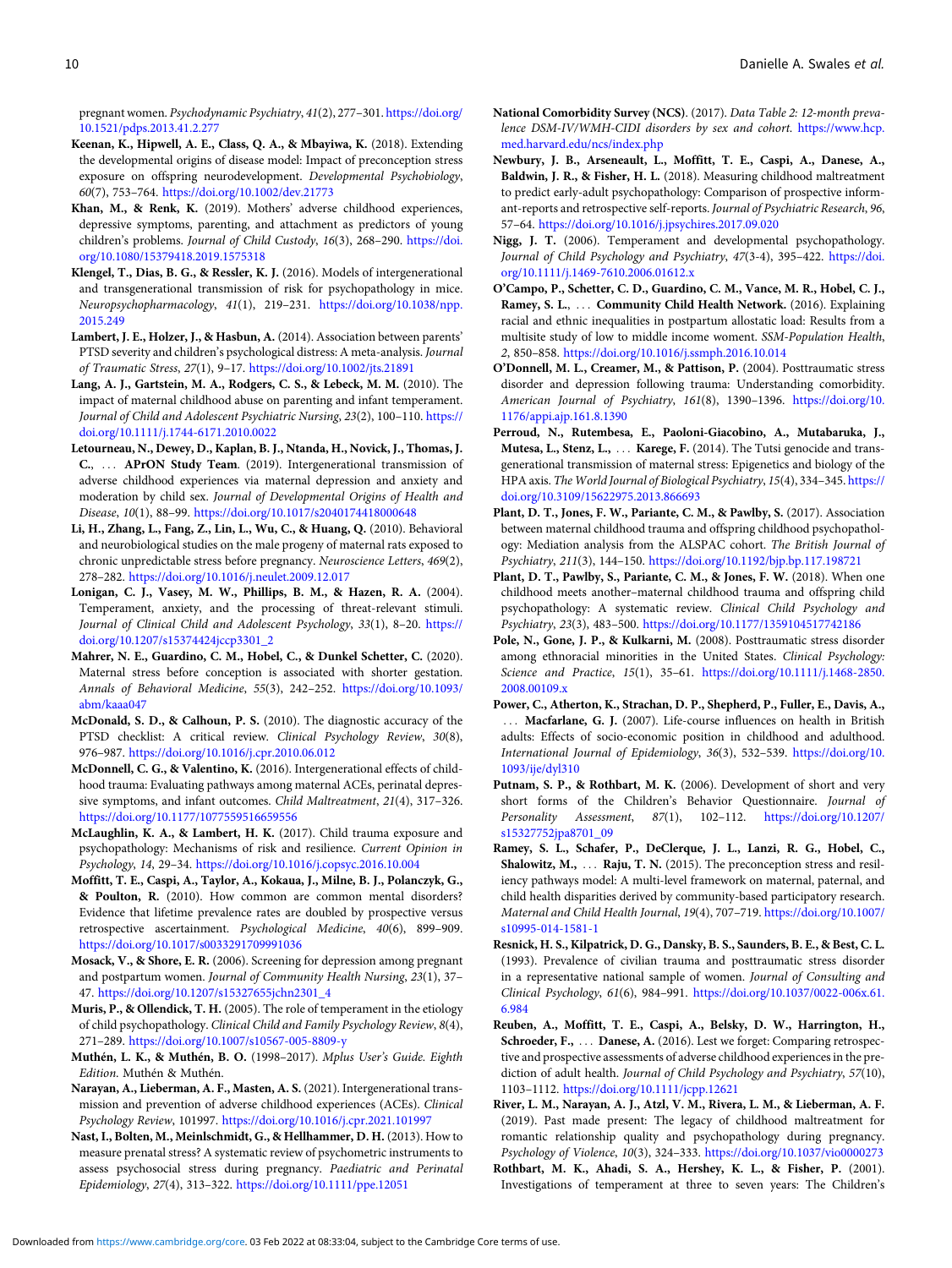pregnant women. *Psychodynamic Psychiatry*, *41*(2), 277–301. https://doi.org/10.1521/pdps.2013.41.2.277

**Keenan, K., Hipwell, A. E., Class, Q. A., & Mbayiwa, K.** (2018). Extending the developmental origins of disease model: Impact of preconception stress exposure on offspring neurodevelopment. *Developmental Psychobiology*, *60*(7), 753–764. https://doi.org/10.1002/dev.21773

**Khan, M., & Renk, K.** (2019). Mothers' adverse childhood experiences, depressive symptoms, parenting, and attachment as predictors of young children's problems. *Journal of Child Custody*, *16*(3), 268–290. https://doi.org/10.1080/15379418.2019.1575318

**Klengel, T., Dias, B. G., & Ressler, K. J.** (2016). Models of intergenerational and transgenerational transmission of risk for psychopathology in mice. *Neuropsychopharmacology*, *41*(1), 219–231. https://doi.org/10.1038/npp.2015.249

**Lambert, J. E., Holzer, J., & Hasbun, A.** (2014). Association between parents' PTSD severity and children's psychological distress: A meta-analysis. *Journal of Traumatic Stress*, *27*(1), 9–17. https://doi.org/10.1002/jts.21891

**Lang, A. J., Gartstein, M. A., Rodgers, C. S., & Lebeck, M. M.** (2010). The impact of maternal childhood abuse on parenting and infant temperament. *Journal of Child and Adolescent Psychiatric Nursing*, *23*(2), 100–110. https://doi.org/10.1111/j.1744-6171.2010.0022

**Letourneau, N., Dewey, D., Kaplan, B. J., Ntanda, H., Novick, J., Thomas, J. C., . . . APrON Study Team.** (2019). Intergenerational transmission of adverse childhood experiences via maternal depression and anxiety and moderation by child sex. *Journal of Developmental Origins of Health and Disease*, *10*(1), 88–99. https://doi.org/10.1017/s2040174418000648

**Li, H., Zhang, L., Fang, Z., Lin, L., Wu, C., & Huang, Q.** (2010). Behavioral and neurobiological studies on the male progeny of maternal rats exposed to chronic unpredictable stress before pregnancy. *Neuroscience Letters*, *469*(2), 278–282. https://doi.org/10.1016/j.neulet.2009.12.017

**Lonigan, C. J., Vasey, M. W., Phillips, B. M., & Hazen, R. A.** (2004). Temperament, anxiety, and the processing of threat-relevant stimuli. *Journal of Clinical Child and Adolescent Psychology*, *33*(1), 8–20. https://doi.org/10.1207/s15374424jccp3301_2

**Mahrer, N. E., Guardino, C. M., Hobel, C., & Dunkel Schetter, C.** (2020). Maternal stress before conception is associated with shorter gestation. *Annals of Behavioral Medicine*, *55*(3), 242–252. https://doi.org/10.1093/abm/kaaa047

**McDonald, S. D., & Calhoun, P. S.** (2010). The diagnostic accuracy of the PTSD checklist: A critical review. *Clinical Psychology Review*, *30*(8), 976–987. https://doi.org/10.1016/j.cpr.2010.06.012

**McDonnell, C. G., & Valentino, K.** (2016). Intergenerational effects of childhood trauma: Evaluating pathways among maternal ACEs, perinatal depressive symptoms, and infant outcomes. *Child Maltreatment*, *21*(4), 317–326. https://doi.org/10.1177/1077559516659556

**McLaughlin, K. A., & Lambert, H. K.** (2017). Child trauma exposure and psychopathology: Mechanisms of risk and resilience. *Current Opinion in Psychology*, *14*, 29–34. https://doi.org/10.1016/j.copsyc.2016.10.004

**Moffitt, T. E., Caspi, A., Taylor, A., Kokaua, J., Milne, B. J., Polanczyk, G., & Poulton, R.** (2010). How common are common mental disorders? Evidence that lifetime prevalence rates are doubled by prospective versus retrospective ascertainment. *Psychological Medicine*, *40*(6), 899–909. https://doi.org/10.1017/s0033291709991036

**Mosack, V., & Shore, E. R.** (2006). Screening for depression among pregnant and postpartum women. *Journal of Community Health Nursing*, *23*(1), 37–47. https://doi.org/10.1207/s15327655jchn2301_4

**Muris, P., & Ollendick, T. H.** (2005). The role of temperament in the etiology of child psychopathology. *Clinical Child and Family Psychology Review*, *8*(4), 271–289. https://doi.org/10.1007/s10567-005-8809-y

**Muthén, L. K., & Muthén, B. O.** (1998–2017). *Mplus User's Guide. Eighth Edition.* Muthén & Muthén.

**Narayan, A., Lieberman, A. F., Masten, A. S.** (2021). Intergenerational transmission and prevention of adverse childhood experiences (ACEs). *Clinical Psychology Review*, 101997. https://doi.org/10.1016/j.cpr.2021.101997

**Nast, I., Bolten, M., Meinlschmidt, G., & Hellhammer, D. H.** (2013). How to measure prenatal stress? A systematic review of psychometric instruments to assess psychosocial stress during pregnancy. *Paediatric and Perinatal Epidemiology*, *27*(4), 313–322. https://doi.org/10.1111/ppe.12051

**National Comorbidity Survey (NCS)**. (2017). *Data Table 2: 12-month prevalence DSM-IV/WMH-CIDI disorders by sex and cohort.* https://www.hcp.med.harvard.edu/ncs/index.php

**Newbury, J. B., Arseneault, L., Moffitt, T. E., Caspi, A., Danese, A., Baldwin, J. R., & Fisher, H. L.** (2018). Measuring childhood maltreatment to predict early-adult psychopathology: Comparison of prospective informant-reports and retrospective self-reports. *Journal of Psychiatric Research*, *96*, 57–64. https://doi.org/10.1016/j.jpsychires.2017.09.020

**Nigg, J. T.** (2006). Temperament and developmental psychopathology. *Journal of Child Psychology and Psychiatry*, *47*(3-4), 395–422. https://doi.org/10.1111/j.1469-7610.2006.01612.x

**O'Campo, P., Schetter, C. D., Guardino, C. M., Vance, M. R., Hobel, C. J., Ramey, S. L., . . . Community Child Health Network.** (2016). Explaining racial and ethnic inequalities in postpartum allostatic load: Results from a multisite study of low to middle income woment. *SSM-Population Health*, *2*, 850–858. https://doi.org/10.1016/j.ssmph.2016.10.014

**O'Donnell, M. L., Creamer, M., & Pattison, P.** (2004). Posttraumatic stress disorder and depression following trauma: Understanding comorbidity. *American Journal of Psychiatry*, *161*(8), 1390–1396. https://doi.org/10.1176/appi.ajp.161.8.1390

**Perroud, N., Rutembesa, E., Paoloni-Giacobino, A., Mutabaruka, J., Mutesa, L., Stenz, L., . . . Karege, F.** (2014). The Tutsi genocide and transgenerational transmission of maternal stress: Epigenetics and biology of the HPA axis. *The World Journal of Biological Psychiatry*, *15*(4), 334–345. https://doi.org/10.3109/15622975.2013.866693

**Plant, D. T., Jones, F. W., Pariante, C. M., & Pawlby, S.** (2017). Association between maternal childhood trauma and offspring childhood psychopathology: Mediation analysis from the ALSPAC cohort. *The British Journal of Psychiatry*, *211*(3), 144–150. https://doi.org/10.1192/bjp.bp.117.198721

**Plant, D. T., Pawlby, S., Pariante, C. M., & Jones, F. W.** (2018). When one childhood meets another–maternal childhood trauma and offspring child psychopathology: A systematic review. *Clinical Child Psychology and Psychiatry*, *23*(3), 483–500. https://doi.org/10.1177/1359104517742186

**Pole, N., Gone, J. P., & Kulkarni, M.** (2008). Posttraumatic stress disorder among ethnoracial minorities in the United States. *Clinical Psychology: Science and Practice*, *15*(1), 35–61. https://doi.org/10.1111/j.1468-2850.2008.00109.x

**Power, C., Atherton, K., Strachan, D. P., Shepherd, P., Fuller, E., Davis, A., . . . Macfarlane, G. J.** (2007). Life-course influences on health in British adults: Effects of socio-economic position in childhood and adulthood. *International Journal of Epidemiology*, *36*(3), 532–539. https://doi.org/10.1093/ije/dyl310

**Putnam, S. P., & Rothbart, M. K.** (2006). Development of short and very short forms of the Children's Behavior Questionnaire. *Journal of Personality Assessment*, *87*(1), 102–112. https://doi.org/10.1207/s15327752jpa8701_09

**Ramey, S. L., Schafer, P., DeClerque, J. L., Lanzi, R. G., Hobel, C., Shalowitz, M., . . . Raju, T. N.** (2015). The preconception stress and resiliency pathways model: A multi-level framework on maternal, paternal, and child health disparities derived by community-based participatory research. *Maternal and Child Health Journal*, *19*(4), 707–719. https://doi.org/10.1007/s10995-014-1581-1

**Resnick, H. S., Kilpatrick, D. G., Dansky, B. S., Saunders, B. E., & Best, C. L.** (1993). Prevalence of civilian trauma and posttraumatic stress disorder in a representative national sample of women. *Journal of Consulting and Clinical Psychology*, *61*(6), 984–991. https://doi.org/10.1037/0022-006x.61.6.984

**Reuben, A., Moffitt, T. E., Caspi, A., Belsky, D. W., Harrington, H., Schroeder, F., . . . Danese, A.** (2016). Lest we forget: Comparing retrospective and prospective assessments of adverse childhood experiences in the prediction of adult health. *Journal of Child Psychology and Psychiatry*, *57*(10), 1103–1112. https://doi.org/10.1111/jcpp.12621

**River, L. M., Narayan, A. J., Atzl, V. M., Rivera, L. M., & Lieberman, A. F.** (2019). Past made present: The legacy of childhood maltreatment for romantic relationship quality and psychopathology during pregnancy. *Psychology of Violence*, *10*(3), 324–333. https://doi.org/10.1037/vio0000273

**Rothbart, M. K., Ahadi, S. A., Hershey, K. L., & Fisher, P.** (2001). Investigations of temperament at three to seven years: The Children's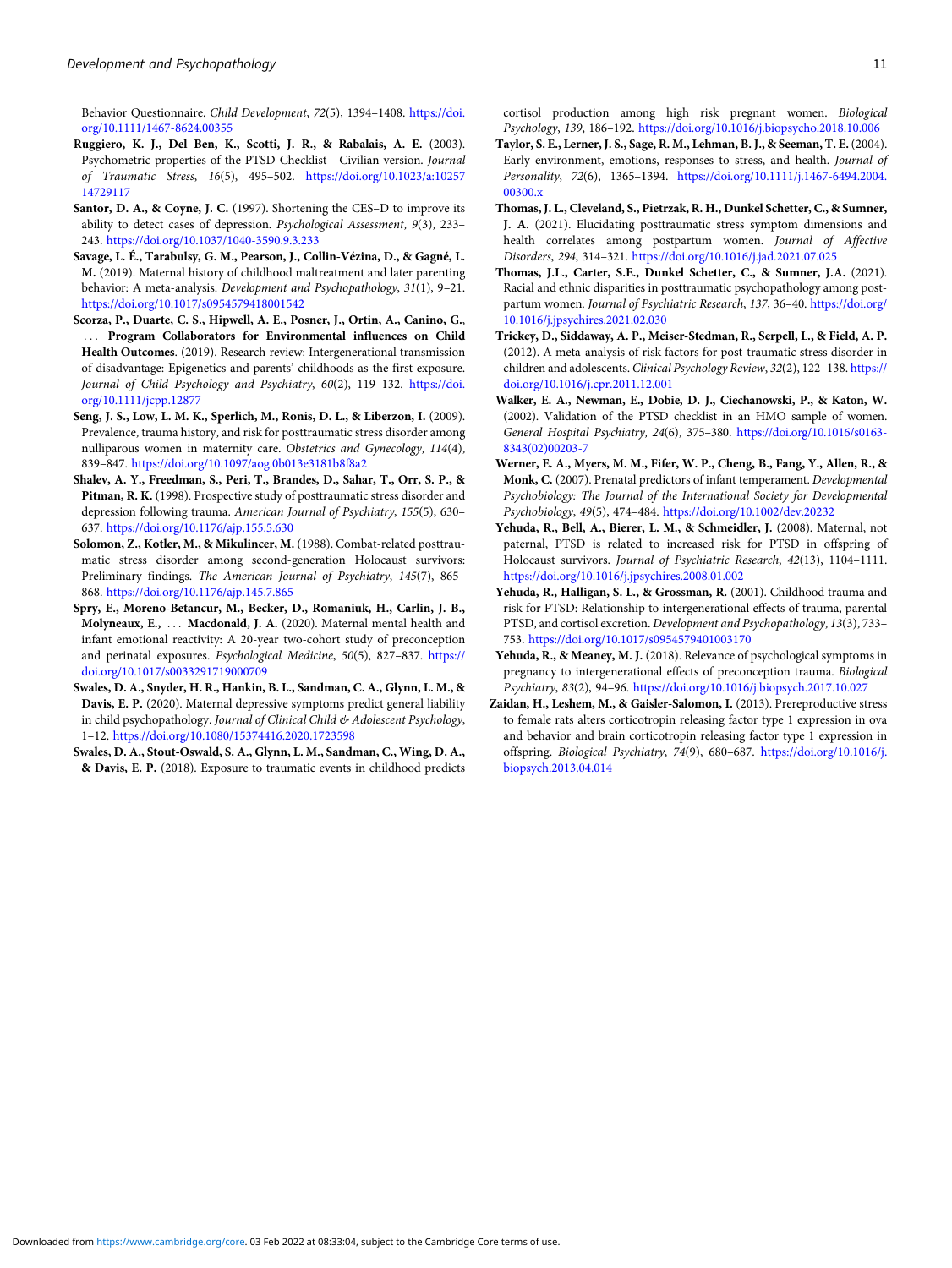Behavior Questionnaire. *Child Development*, *72*(5), 1394–1408. https://doi.org/10.1111/1467-8624.00355

**Ruggiero, K. J., Del Ben, K., Scotti, J. R., & Rabalais, A. E.** (2003). Psychometric properties of the PTSD Checklist—Civilian version. *Journal of Traumatic Stress*, *16*(5), 495–502. https://doi.org/10.1023/a:1025714729117

**Santor, D. A., & Coyne, J. C.** (1997). Shortening the CES–D to improve its ability to detect cases of depression. *Psychological Assessment*, *9*(3), 233–243. https://doi.org/10.1037/1040-3590.9.3.233

**Savage, L. É., Tarabulsy, G. M., Pearson, J., Collin-Vézina, D., & Gagné, L. M.** (2019). Maternal history of childhood maltreatment and later parenting behavior: A meta-analysis. *Development and Psychopathology*, *31*(1), 9–21. https://doi.org/10.1017/s0954579418001542

**Scorza, P., Duarte, C. S., Hipwell, A. E., Posner, J., Ortin, A., Canino, G., . . . Program Collaborators for Environmental influences on Child Health Outcomes**. (2019). Research review: Intergenerational transmission of disadvantage: Epigenetics and parents' childhoods as the first exposure. *Journal of Child Psychology and Psychiatry*, *60*(2), 119–132. https://doi.org/10.1111/jcpp.12877

**Seng, J. S., Low, L. M. K., Sperlich, M., Ronis, D. L., & Liberzon, I.** (2009). Prevalence, trauma history, and risk for posttraumatic stress disorder among nulliparous women in maternity care. *Obstetrics and Gynecology*, *114*(4), 839–847. https://doi.org/10.1097/aog.0b013e3181b8f8a2

**Shalev, A. Y., Freedman, S., Peri, T., Brandes, D., Sahar, T., Orr, S. P., & Pitman, R. K.** (1998). Prospective study of posttraumatic stress disorder and depression following trauma. *American Journal of Psychiatry*, *155*(5), 630–637. https://doi.org/10.1176/ajp.155.5.630

**Solomon, Z., Kotler, M., & Mikulincer, M.** (1988). Combat-related posttraumatic stress disorder among second-generation Holocaust survivors: Preliminary findings. *The American Journal of Psychiatry*, *145*(7), 865–868. https://doi.org/10.1176/ajp.145.7.865

**Spry, E., Moreno-Betancur, M., Becker, D., Romaniuk, H., Carlin, J. B., Molyneaux, E., . . . Macdonald, J. A.** (2020). Maternal mental health and infant emotional reactivity: A 20-year two-cohort study of preconception and perinatal exposures. *Psychological Medicine*, *50*(5), 827–837. https://doi.org/10.1017/s0033291719000709

**Swales, D. A., Snyder, H. R., Hankin, B. L., Sandman, C. A., Glynn, L. M., & Davis, E. P.** (2020). Maternal depressive symptoms predict general liability in child psychopathology. *Journal of Clinical Child & Adolescent Psychology*, 1–12. https://doi.org/10.1080/15374416.2020.1723598

**Swales, D. A., Stout-Oswald, S. A., Glynn, L. M., Sandman, C., Wing, D. A., & Davis, E. P.** (2018). Exposure to traumatic events in childhood predicts cortisol production among high risk pregnant women. *Biological Psychology*, *139*, 186–192. https://doi.org/10.1016/j.biopsycho.2018.10.006

**Taylor, S. E., Lerner, J. S., Sage, R. M., Lehman, B. J., & Seeman, T. E.** (2004). Early environment, emotions, responses to stress, and health. *Journal of Personality*, *72*(6), 1365–1394. https://doi.org/10.1111/j.1467-6494.2004.00300.x

**Thomas, J. L., Cleveland, S., Pietrzak, R. H., Dunkel Schetter, C., & Sumner, J. A.** (2021). Elucidating posttraumatic stress symptom dimensions and health correlates among postpartum women. *Journal of Affective Disorders*, *294*, 314–321. https://doi.org/10.1016/j.jad.2021.07.025

**Thomas, J.L., Carter, S.E., Dunkel Schetter, C., & Sumner, J.A.** (2021). Racial and ethnic disparities in posttraumatic psychopathology among postpartum women. *Journal of Psychiatric Research*, *137*, 36–40. https://doi.org/10.1016/j.jpsychires.2021.02.030

**Trickey, D., Siddaway, A. P., Meiser-Stedman, R., Serpell, L., & Field, A. P.** (2012). A meta-analysis of risk factors for post-traumatic stress disorder in children and adolescents. *Clinical Psychology Review*, *32*(2), 122–138. https://doi.org/10.1016/j.cpr.2011.12.001

**Walker, E. A., Newman, E., Dobie, D. J., Ciechanowski, P., & Katon, W.** (2002). Validation of the PTSD checklist in an HMO sample of women. *General Hospital Psychiatry*, *24*(6), 375–380. https://doi.org/10.1016/s0163-8343(02)00203-7

**Werner, E. A., Myers, M. M., Fifer, W. P., Cheng, B., Fang, Y., Allen, R., & Monk, C.** (2007). Prenatal predictors of infant temperament. *Developmental Psychobiology: The Journal of the International Society for Developmental Psychobiology*, *49*(5), 474–484. https://doi.org/10.1002/dev.20232

**Yehuda, R., Bell, A., Bierer, L. M., & Schmeidler, J.** (2008). Maternal, not paternal, PTSD is related to increased risk for PTSD in offspring of Holocaust survivors. *Journal of Psychiatric Research*, *42*(13), 1104–1111. https://doi.org/10.1016/j.jpsychires.2008.01.002

**Yehuda, R., Halligan, S. L., & Grossman, R.** (2001). Childhood trauma and risk for PTSD: Relationship to intergenerational effects of trauma, parental PTSD, and cortisol excretion. *Development and Psychopathology*, *13*(3), 733–753. https://doi.org/10.1017/s0954579401003170

**Yehuda, R., & Meaney, M. J.** (2018). Relevance of psychological symptoms in pregnancy to intergenerational effects of preconception trauma. *Biological Psychiatry*, *83*(2), 94–96. https://doi.org/10.1016/j.biopsych.2017.10.027

**Zaidan, H., Leshem, M., & Gaisler-Salomon, I.** (2013). Prereproductive stress to female rats alters corticotropin releasing factor type 1 expression in ova and behavior and brain corticotropin releasing factor type 1 expression in offspring. *Biological Psychiatry*, *74*(9), 680–687. https://doi.org/10.1016/j.biopsych.2013.04.014